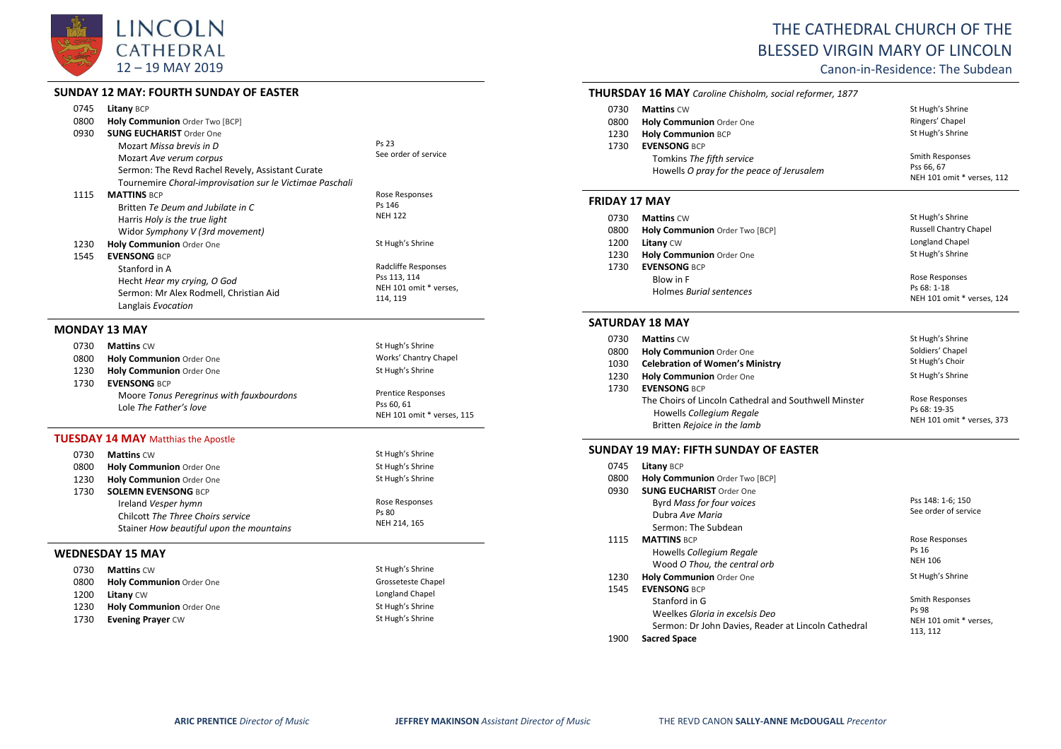# LINCOLN CATHEDRAL
## 12 – 19 MAY 2019

# THE CATHEDRAL CHURCH OF THE BLESSED VIRGIN MARY OF LINCOLN

Canon-in-Residence: The Subdean

## SUNDAY 12 MAY: FOURTH SUNDAY OF EASTER

| | | |
|---|---|---|
| 0745 | **Litany** BCP | |
| 0800 | **Holy Communion** Order Two [BCP] | |
| 0930 | **SUNG EUCHARIST** Order One<br>Mozart *Missa brevis in D*<br>Mozart *Ave verum corpus*<br>Sermon: The Revd Rachel Revely, Assistant Curate<br>Tournemire *Choral-improvisation sur le Victimae Paschali* | Ps 23<br>See order of service |
| 1115 | **MATTINS** BCP<br>Britten *Te Deum and Jubilate in C*<br>Harris *Holy is the true light*<br>Widor *Symphony V (3rd movement)* | Rose Responses<br>Ps 146<br>NEH 122 |
| 1230 | **Holy Communion** Order One | St Hugh's Shrine |
| 1545 | **EVENSONG** BCP<br>Stanford in A<br>Hecht *Hear my crying, O God*<br>Sermon: Mr Alex Rodmell, Christian Aid<br>Langlais *Evocation* | Radcliffe Responses<br>Pss 113, 114<br>NEH 101 omit * verses, 114, 119 |

## MONDAY 13 MAY

| | | |
|---|---|---|
| 0730 | **Mattins** CW | St Hugh's Shrine |
| 0800 | **Holy Communion** Order One | Works' Chantry Chapel |
| 1230 | **Holy Communion** Order One | St Hugh's Shrine |
| 1730 | **EVENSONG** BCP<br>Moore *Tonus Peregrinus with fauxbourdons*<br>Lole *The Father's love* | Prentice Responses<br>Pss 60, 61<br>NEH 101 omit * verses, 115 |

## TUESDAY 14 MAY Matthias the Apostle

| | | |
|---|---|---|
| 0730 | **Mattins** CW | St Hugh's Shrine |
| 0800 | **Holy Communion** Order One | St Hugh's Shrine |
| 1230 | **Holy Communion** Order One | St Hugh's Shrine |
| 1730 | **SOLEMN EVENSONG** BCP<br>Ireland *Vesper hymn*<br>Chilcott *The Three Choirs service*<br>Stainer *How beautiful upon the mountains* | Rose Responses<br>Ps 80<br>NEH 214, 165 |

## WEDNESDAY 15 MAY

| | | |
|---|---|---|
| 0730 | **Mattins** CW | St Hugh's Shrine |
| 0800 | **Holy Communion** Order One | Grosseteste Chapel |
| 1200 | **Litany** CW | Longland Chapel |
| 1230 | **Holy Communion** Order One | St Hugh's Shrine |
| 1730 | **Evening Prayer** CW | St Hugh's Shrine |

## THURSDAY 16 MAY *Caroline Chisholm, social reformer, 1877*

| | | |
|---|---|---|
| 0730 | **Mattins** CW | St Hugh's Shrine |
| 0800 | **Holy Communion** Order One | Ringers' Chapel |
| 1230 | **Holy Communion** BCP | St Hugh's Shrine |
| 1730 | **EVENSONG** BCP<br>Tomkins *The fifth service*<br>Howells *O pray for the peace of Jerusalem* | Smith Responses<br>Pss 66, 67<br>NEH 101 omit * verses, 112 |

## FRIDAY 17 MAY

| | | |
|---|---|---|
| 0730 | **Mattins** CW | St Hugh's Shrine |
| 0800 | **Holy Communion** Order Two [BCP] | Russell Chantry Chapel |
| 1200 | **Litany** CW | Longland Chapel |
| 1230 | **Holy Communion** Order One | St Hugh's Shrine |
| 1730 | **EVENSONG** BCP<br>Blow in F<br>Holmes *Burial sentences* | Rose Responses<br>Ps 68: 1-18<br>NEH 101 omit * verses, 124 |

## SATURDAY 18 MAY

| | | |
|---|---|---|
| 0730 | **Mattins** CW | St Hugh's Shrine |
| 0800 | **Holy Communion** Order One | Soldiers' Chapel |
| 1030 | **Celebration of Women's Ministry** | St Hugh's Choir |
| 1230 | **Holy Communion** Order One | St Hugh's Shrine |
| 1730 | **EVENSONG** BCP<br>The Choirs of Lincoln Cathedral and Southwell Minster<br>Howells *Collegium Regale*<br>Britten *Rejoice in the lamb* | Rose Responses<br>Ps 68: 19-35<br>NEH 101 omit * verses, 373 |

## SUNDAY 19 MAY: FIFTH SUNDAY OF EASTER

| | | |
|---|---|---|
| 0745 | **Litany** BCP | |
| 0800 | **Holy Communion** Order Two [BCP] | |
| 0930 | **SUNG EUCHARIST** Order One<br>Byrd *Mass for four voices*<br>Dubra *Ave Maria*<br>Sermon: The Subdean | Pss 148: 1-6; 150<br>See order of service |
| 1115 | **MATTINS** BCP<br>Howells *Collegium Regale*<br>Wood *O Thou, the central orb* | Rose Responses<br>Ps 16<br>NEH 106 |
| 1230 | **Holy Communion** Order One | St Hugh's Shrine |
| 1545 | **EVENSONG** BCP<br>Stanford in G<br>Weelkes *Gloria in excelsis Deo*<br>Sermon: Dr John Davies, Reader at Lincoln Cathedral | Smith Responses<br>Ps 98<br>NEH 101 omit * verses, 113, 112 |
| 1900 | **Sacred Space** | |

**ARIC PRENTICE** *Director of Music* **JEFFREY MAKINSON** *Assistant Director of Music* THE REVD CANON **SALLY-ANNE McDOUGALL** *Precentor*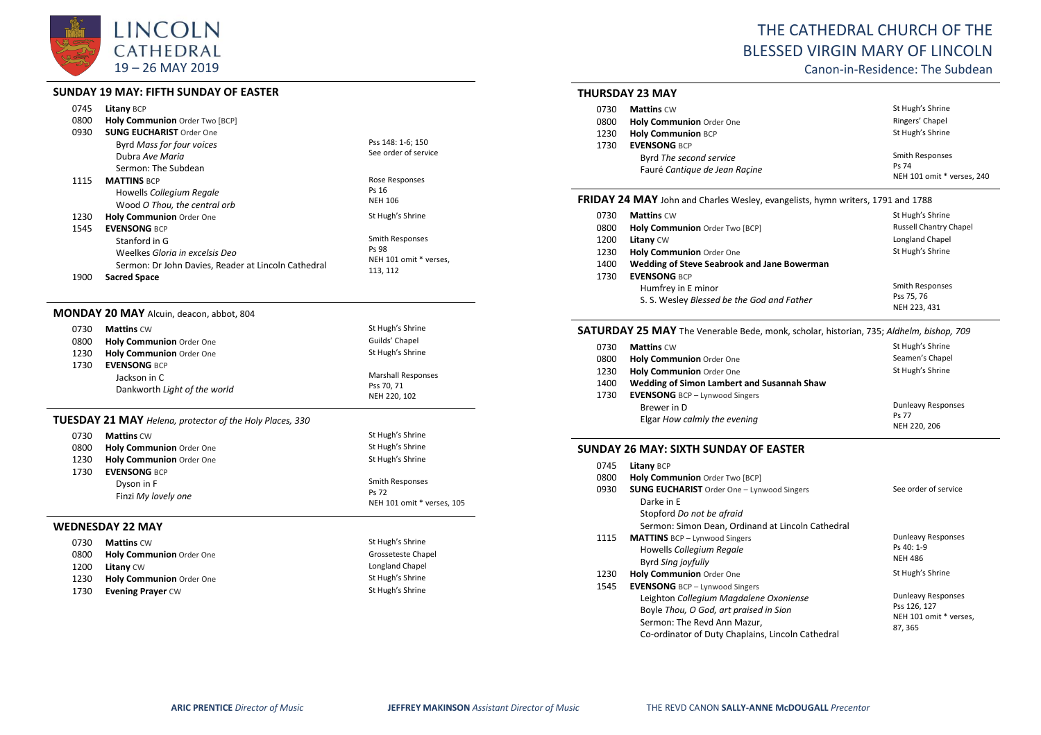# LINCOLN CATHEDRAL
19 – 26 MAY 2019

# THE CATHEDRAL CHURCH OF THE BLESSED VIRGIN MARY OF LINCOLN

Canon-in-Residence: The Subdean

## SUNDAY 19 MAY: FIFTH SUNDAY OF EASTER

| | | |
|---|---|---|
| 0745 | **Litany** BCP | |
| 0800 | **Holy Communion** Order Two [BCP] | |
| 0930 | **SUNG EUCHARIST** Order One | |
| | Byrd *Mass for four voices* | Pss 148: 1-6; 150 |
| | Dubra *Ave Maria* | See order of service |
| | Sermon: The Subdean | |
| 1115 | **MATTINS** BCP | Rose Responses |
| | Howells *Collegium Regale* | Ps 16 |
| | Wood *O Thou, the central orb* | NEH 106 |
| 1230 | **Holy Communion** Order One | St Hugh's Shrine |
| 1545 | **EVENSONG** BCP | |
| | Stanford in G | Smith Responses |
| | Weelkes *Gloria in excelsis Deo* | Ps 98 |
| | Sermon: Dr John Davies, Reader at Lincoln Cathedral | NEH 101 omit * verses, 113, 112 |
| 1900 | **Sacred Space** | |

## MONDAY 20 MAY Alcuin, deacon, abbot, 804

| | | |
|---|---|---|
| 0730 | **Mattins** CW | St Hugh's Shrine |
| 0800 | **Holy Communion** Order One | Guilds' Chapel |
| 1230 | **Holy Communion** Order One | St Hugh's Shrine |
| 1730 | **EVENSONG** BCP | |
| | Jackson in C | Marshall Responses |
| | Dankworth *Light of the world* | Pss 70, 71 |
| | | NEH 220, 102 |

## TUESDAY 21 MAY *Helena, protector of the Holy Places, 330*

| | | |
|---|---|---|
| 0730 | **Mattins** CW | St Hugh's Shrine |
| 0800 | **Holy Communion** Order One | St Hugh's Shrine |
| 1230 | **Holy Communion** Order One | St Hugh's Shrine |
| 1730 | **EVENSONG** BCP | |
| | Dyson in F | Smith Responses |
| | Finzi *My lovely one* | Ps 72 |
| | | NEH 101 omit * verses, 105 |

## WEDNESDAY 22 MAY

| | | |
|---|---|---|
| 0730 | **Mattins** CW | St Hugh's Shrine |
| 0800 | **Holy Communion** Order One | Grosseteste Chapel |
| 1200 | **Litany** CW | Longland Chapel |
| 1230 | **Holy Communion** Order One | St Hugh's Shrine |
| 1730 | **Evening Prayer** CW | St Hugh's Shrine |

## THURSDAY 23 MAY

| | | |
|---|---|---|
| 0730 | **Mattins** CW | St Hugh's Shrine |
| 0800 | **Holy Communion** Order One | Ringers' Chapel |
| 1230 | **Holy Communion** BCP | St Hugh's Shrine |
| 1730 | **EVENSONG** BCP | |
| | Byrd *The second service* | Smith Responses |
| | Fauré *Cantique de Jean Raçine* | Ps 74 |
| | | NEH 101 omit * verses, 240 |

## FRIDAY 24 MAY John and Charles Wesley, evangelists, hymn writers, 1791 and 1788

| | | |
|---|---|---|
| 0730 | **Mattins** CW | St Hugh's Shrine |
| 0800 | **Holy Communion** Order Two [BCP] | Russell Chantry Chapel |
| 1200 | **Litany** CW | Longland Chapel |
| 1230 | **Holy Communion** Order One | St Hugh's Shrine |
| 1400 | **Wedding of Steve Seabrook and Jane Bowerman** | |
| 1730 | **EVENSONG** BCP | |
| | Humfrey in E minor | Smith Responses |
| | S. S. Wesley *Blessed be the God and Father* | Pss 75, 76 |
| | | NEH 223, 431 |

## SATURDAY 25 MAY The Venerable Bede, monk, scholar, historian, 735; *Aldhelm, bishop, 709*

| | | |
|---|---|---|
| 0730 | **Mattins** CW | St Hugh's Shrine |
| 0800 | **Holy Communion** Order One | Seamen's Chapel |
| 1230 | **Holy Communion** Order One | St Hugh's Shrine |
| 1400 | **Wedding of Simon Lambert and Susannah Shaw** | |
| 1730 | **EVENSONG** BCP – Lynwood Singers | |
| | Brewer in D | Dunleavy Responses |
| | Elgar *How calmly the evening* | Ps 77 |
| | | NEH 220, 206 |

## SUNDAY 26 MAY: SIXTH SUNDAY OF EASTER

| | | |
|---|---|---|
| 0745 | **Litany** BCP | |
| 0800 | **Holy Communion** Order Two [BCP] | |
| 0930 | **SUNG EUCHARIST** Order One – Lynwood Singers | See order of service |
| | Darke in E | |
| | Stopford *Do not be afraid* | |
| | Sermon: Simon Dean, Ordinand at Lincoln Cathedral | |
| 1115 | **MATTINS** BCP – Lynwood Singers | Dunleavy Responses |
| | Howells *Collegium Regale* | Ps 40: 1-9 |
| | Byrd *Sing joyfully* | NEH 486 |
| 1230 | **Holy Communion** Order One | St Hugh's Shrine |
| 1545 | **EVENSONG** BCP – Lynwood Singers | |
| | Leighton *Collegium Magdalene Oxoniense* | Dunleavy Responses |
| | Boyle *Thou, O God, art praised in Sion* | Pss 126, 127 |
| | Sermon: The Revd Ann Mazur, Co-ordinator of Duty Chaplains, Lincoln Cathedral | NEH 101 omit * verses, 87, 365 |

**ARIC PRENTICE** *Director of Music* **JEFFREY MAKINSON** *Assistant Director of Music* THE REVD CANON **SALLY-ANNE McDOUGALL** *Precentor*